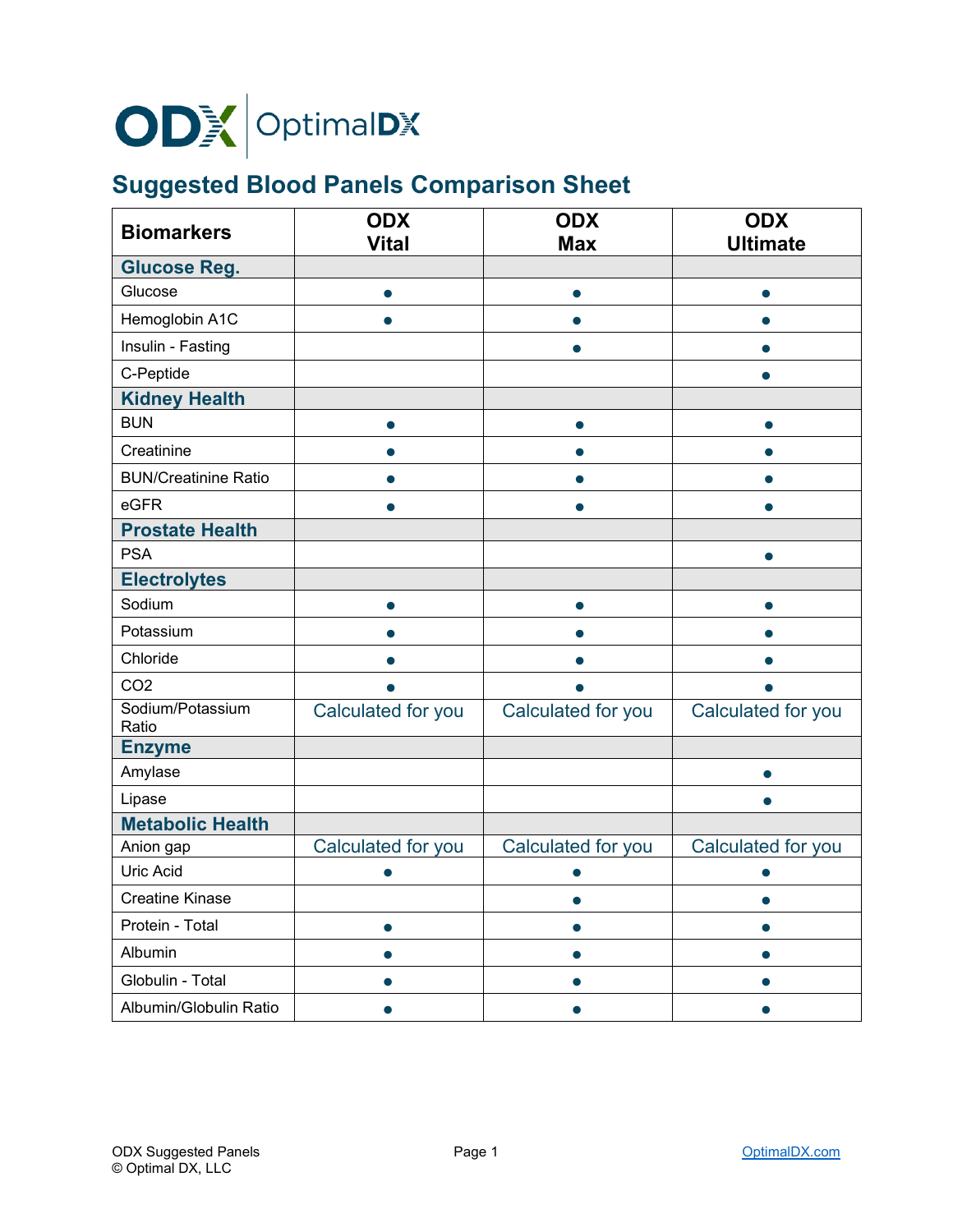# ODX OptimalDX

## Suggested Blood Panels Comparison Sheet

| Biomarkers | ODX Vital | ODX Max | ODX Ultimate |
|---|---|---|---|
| **Glucose Reg.** | | | |
| Glucose | ● | ● | ● |
| Hemoglobin A1C | ● | ● | ● |
| Insulin - Fasting | | ● | ● |
| C-Peptide | | | ● |
| **Kidney Health** | | | |
| BUN | ● | ● | ● |
| Creatinine | ● | ● | ● |
| BUN/Creatinine Ratio | ● | ● | ● |
| eGFR | ● | ● | ● |
| **Prostate Health** | | | |
| PSA | | | ● |
| **Electrolytes** | | | |
| Sodium | ● | ● | ● |
| Potassium | ● | ● | ● |
| Chloride | ● | ● | ● |
| CO2 | ● | ● | ● |
| Sodium/Potassium Ratio | Calculated for you | Calculated for you | Calculated for you |
| **Enzyme** | | | |
| Amylase | | | ● |
| Lipase | | | ● |
| **Metabolic Health** | | | |
| Anion gap | Calculated for you | Calculated for you | Calculated for you |
| Uric Acid | ● | ● | ● |
| Creatine Kinase | | ● | ● |
| Protein - Total | ● | ● | ● |
| Albumin | ● | ● | ● |
| Globulin - Total | ● | ● | ● |
| Albumin/Globulin Ratio | ● | ● | ● |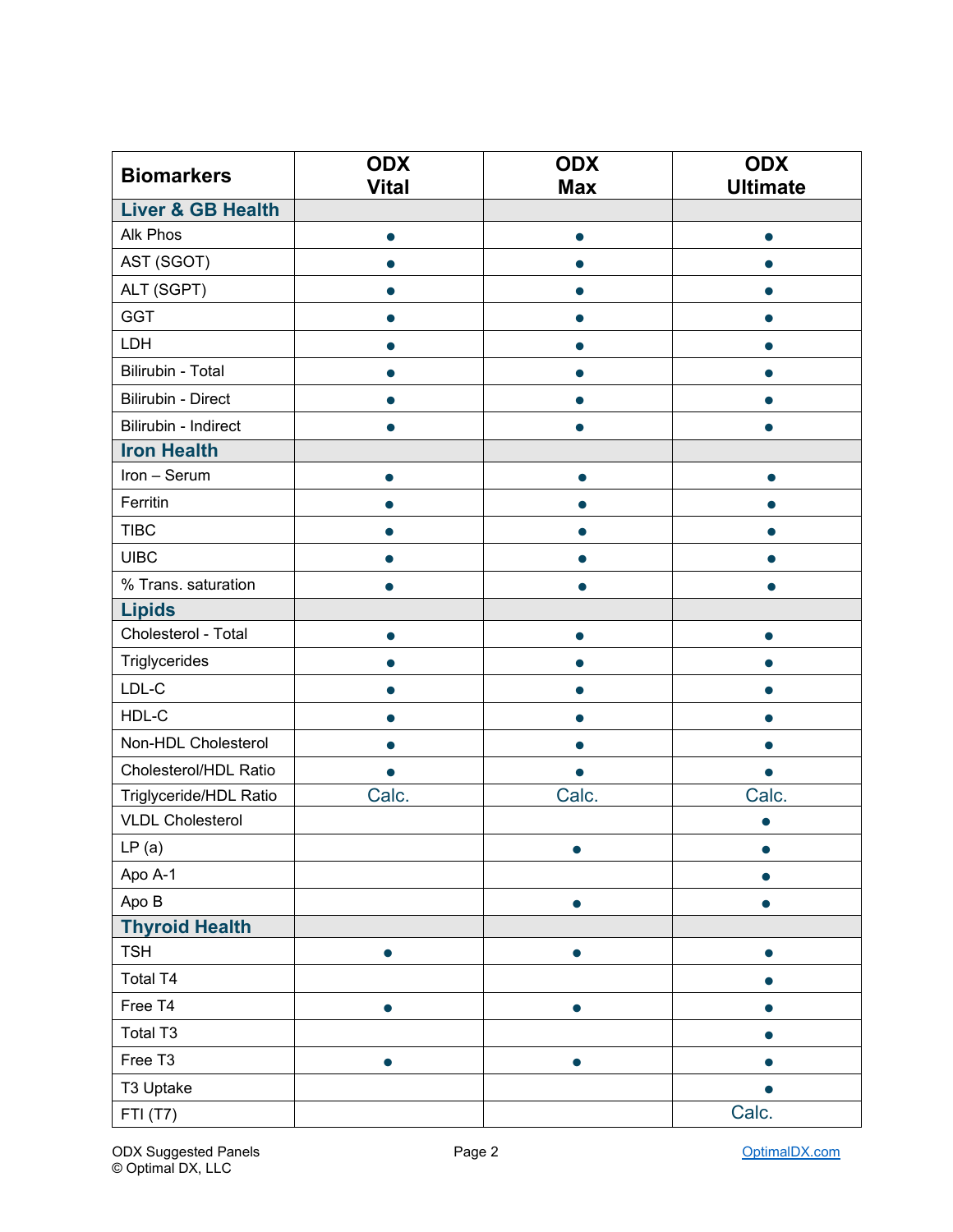| Biomarkers | ODX Vital | ODX Max | ODX Ultimate |
|---|---|---|---|
| **Liver & GB Health** | | | |
| Alk Phos | ● | ● | ● |
| AST (SGOT) | ● | ● | ● |
| ALT (SGPT) | ● | ● | ● |
| GGT | ● | ● | ● |
| LDH | ● | ● | ● |
| Bilirubin - Total | ● | ● | ● |
| Bilirubin - Direct | ● | ● | ● |
| Bilirubin - Indirect | ● | ● | ● |
| **Iron Health** | | | |
| Iron – Serum | ● | ● | ● |
| Ferritin | ● | ● | ● |
| TIBC | ● | ● | ● |
| UIBC | ● | ● | ● |
| % Trans. saturation | ● | ● | ● |
| **Lipids** | | | |
| Cholesterol - Total | ● | ● | ● |
| Triglycerides | ● | ● | ● |
| LDL-C | ● | ● | ● |
| HDL-C | ● | ● | ● |
| Non-HDL Cholesterol | ● | ● | ● |
| Cholesterol/HDL Ratio | ● | ● | ● |
| Triglyceride/HDL Ratio | Calc. | Calc. | Calc. |
| VLDL Cholesterol | | | ● |
| LP (a) | | ● | ● |
| Apo A-1 | | | ● |
| Apo B | | ● | ● |
| **Thyroid Health** | | | |
| TSH | ● | ● | ● |
| Total T4 | | | ● |
| Free T4 | ● | ● | ● |
| Total T3 | | | ● |
| Free T3 | ● | ● | ● |
| T3 Uptake | | | ● |
| FTI (T7) | | | Calc. |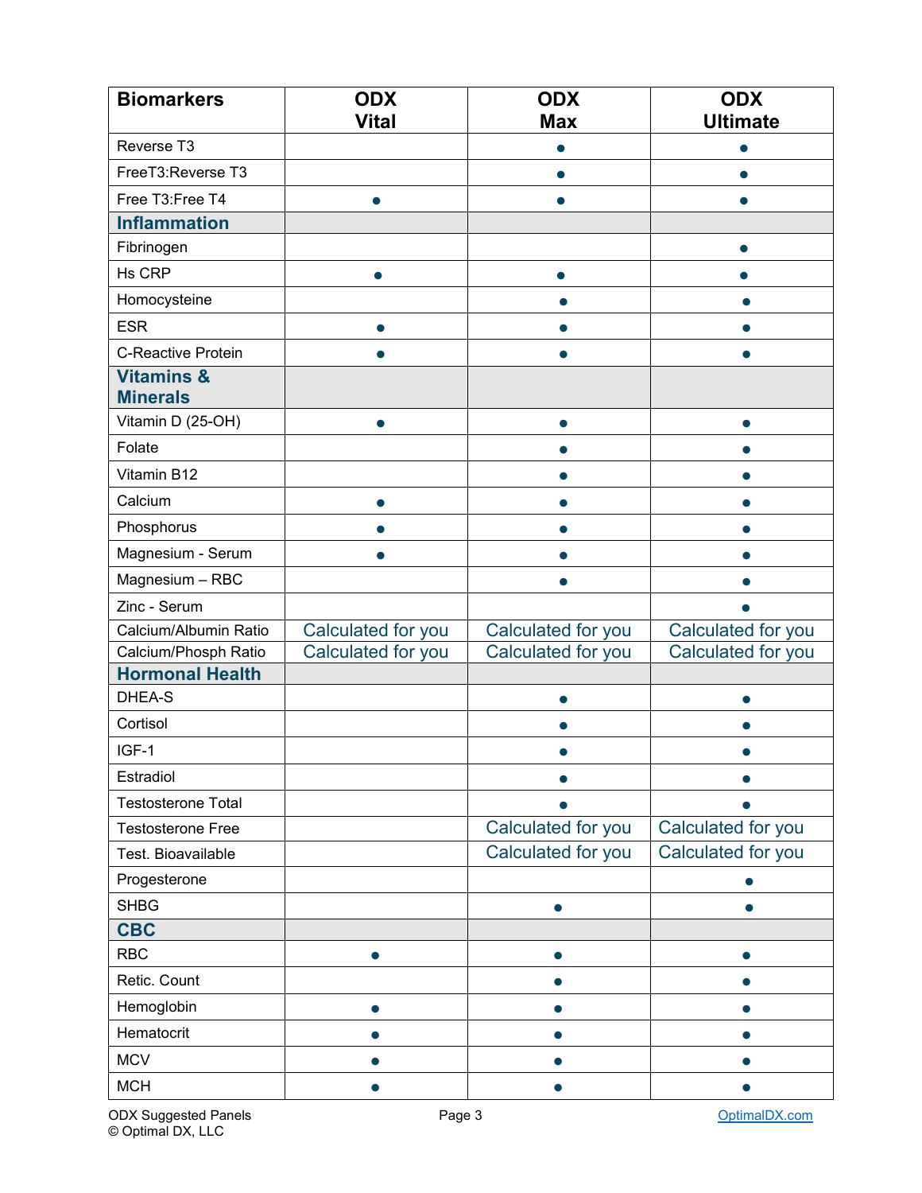| Biomarkers | ODX Vital | ODX Max | ODX Ultimate |
|---|---|---|---|
| Reverse T3 | | ● | ● |
| FreeT3:Reverse T3 | | ● | ● |
| Free T3:Free T4 | ● | ● | ● |
| **Inflammation** | | | |
| Fibrinogen | | | ● |
| Hs CRP | ● | ● | ● |
| Homocysteine | | ● | ● |
| ESR | ● | ● | ● |
| C-Reactive Protein | ● | ● | ● |
| **Vitamins & Minerals** | | | |
| Vitamin D (25-OH) | ● | ● | ● |
| Folate | | ● | ● |
| Vitamin B12 | | ● | ● |
| Calcium | ● | ● | ● |
| Phosphorus | ● | ● | ● |
| Magnesium - Serum | ● | ● | ● |
| Magnesium – RBC | | ● | ● |
| Zinc - Serum | | | ● |
| Calcium/Albumin Ratio | Calculated for you | Calculated for you | Calculated for you |
| Calcium/Phosph Ratio | Calculated for you | Calculated for you | Calculated for you |
| **Hormonal Health** | | | |
| DHEA-S | | ● | ● |
| Cortisol | | ● | ● |
| IGF-1 | | ● | ● |
| Estradiol | | ● | ● |
| Testosterone Total | | ● | ● |
| Testosterone Free | | Calculated for you | Calculated for you |
| Test. Bioavailable | | Calculated for you | Calculated for you |
| Progesterone | | | ● |
| SHBG | | ● | ● |
| **CBC** | | | |
| RBC | ● | ● | ● |
| Retic. Count | | ● | ● |
| Hemoglobin | ● | ● | ● |
| Hematocrit | ● | ● | ● |
| MCV | ● | ● | ● |
| MCH | ● | ● | ● |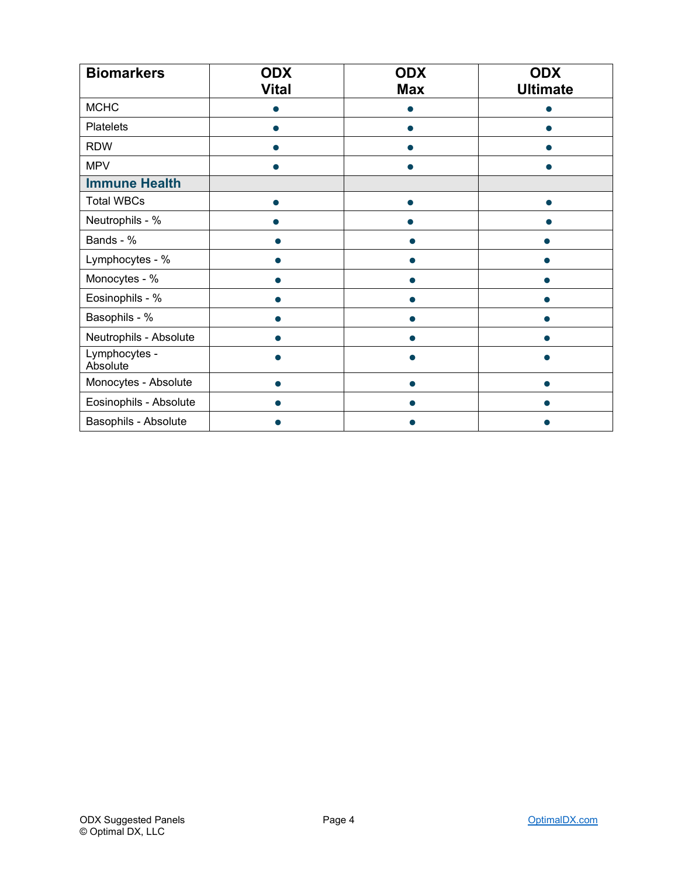| Biomarkers | ODX Vital | ODX Max | ODX Ultimate |
|---|---|---|---|
| MCHC | ● | ● | ● |
| Platelets | ● | ● | ● |
| RDW | ● | ● | ● |
| MPV | ● | ● | ● |
| **Immune Health** | | | |
| Total WBCs | ● | ● | ● |
| Neutrophils - % | ● | ● | ● |
| Bands - % | ● | ● | ● |
| Lymphocytes - % | ● | ● | ● |
| Monocytes - % | ● | ● | ● |
| Eosinophils - % | ● | ● | ● |
| Basophils - % | ● | ● | ● |
| Neutrophils - Absolute | ● | ● | ● |
| Lymphocytes - Absolute | ● | ● | ● |
| Monocytes - Absolute | ● | ● | ● |
| Eosinophils - Absolute | ● | ● | ● |
| Basophils - Absolute | ● | ● | ● |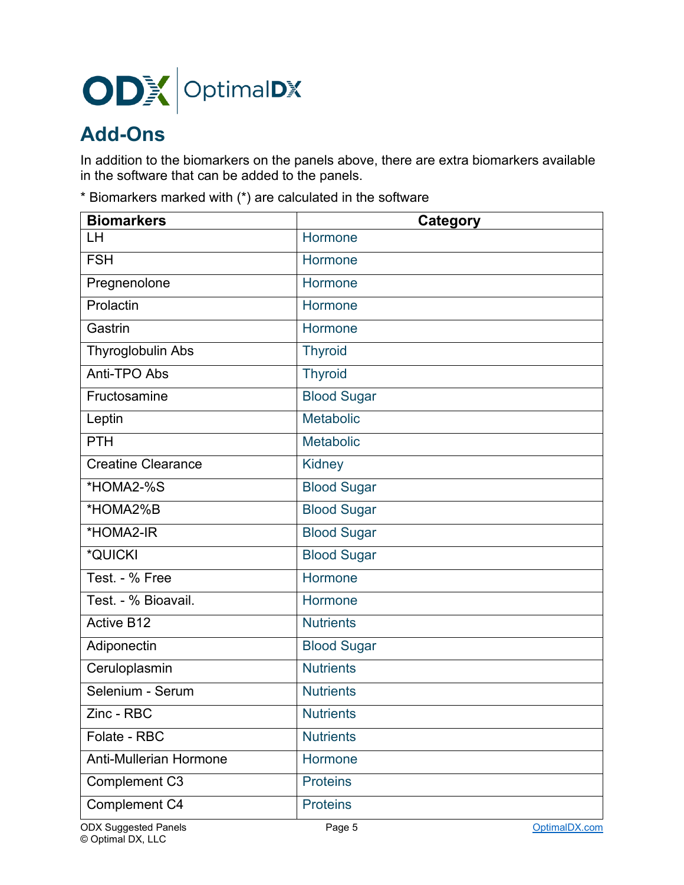## Add-Ons

In addition to the biomarkers on the panels above, there are extra biomarkers available in the software that can be added to the panels.

* Biomarkers marked with (*) are calculated in the software

| Biomarkers | Category |
|---|---|
| LH | Hormone |
| FSH | Hormone |
| Pregnenolone | Hormone |
| Prolactin | Hormone |
| Gastrin | Hormone |
| Thyroglobulin Abs | Thyroid |
| Anti-TPO Abs | Thyroid |
| Fructosamine | Blood Sugar |
| Leptin | Metabolic |
| PTH | Metabolic |
| Creatine Clearance | Kidney |
| *HOMA2-%S | Blood Sugar |
| *HOMA2%B | Blood Sugar |
| *HOMA2-IR | Blood Sugar |
| *QUICKI | Blood Sugar |
| Test. - % Free | Hormone |
| Test. - % Bioavail. | Hormone |
| Active B12 | Nutrients |
| Adiponectin | Blood Sugar |
| Ceruloplasmin | Nutrients |
| Selenium - Serum | Nutrients |
| Zinc - RBC | Nutrients |
| Folate - RBC | Nutrients |
| Anti-Mullerian Hormone | Hormone |
| Complement C3 | Proteins |
| Complement C4 | Proteins |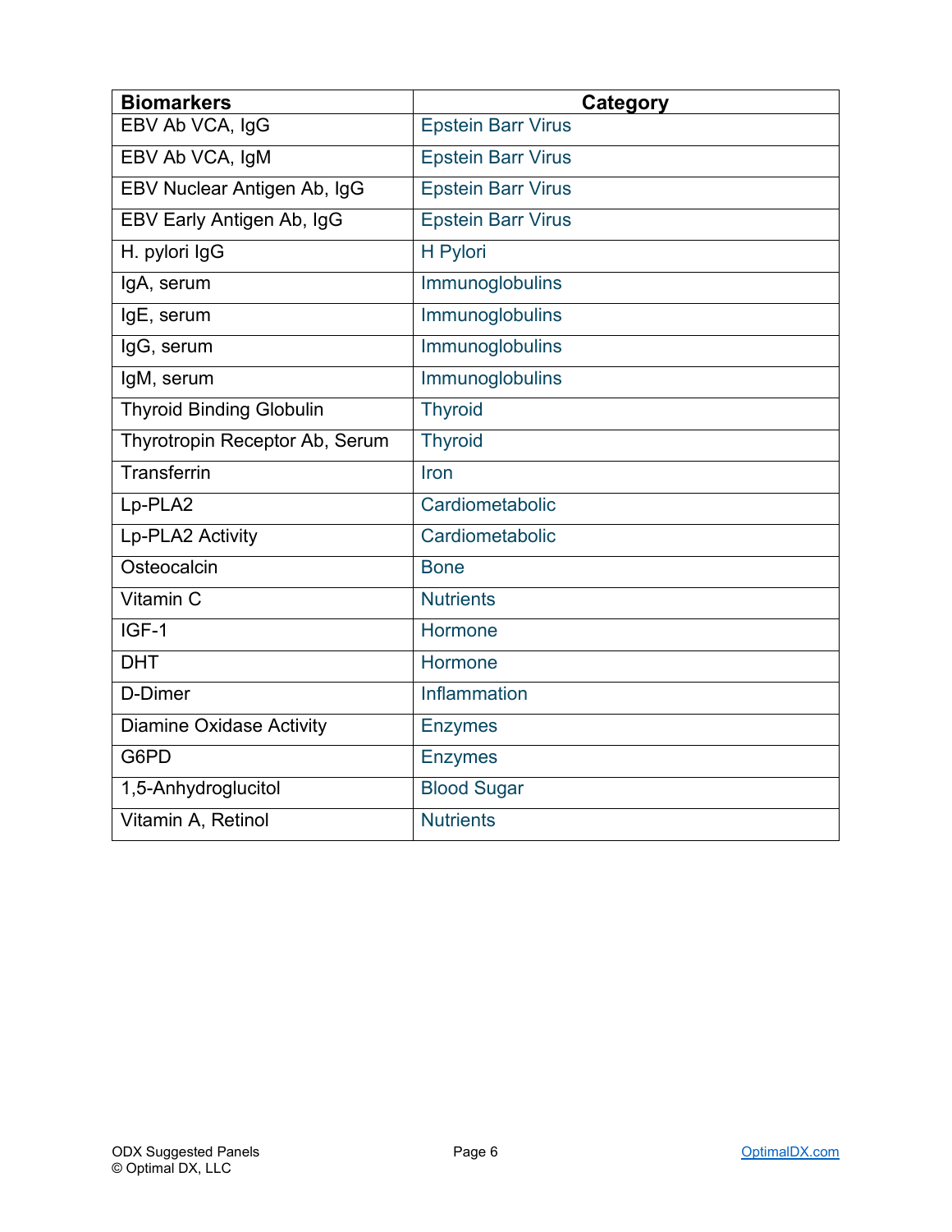| Biomarkers | Category |
|---|---|
| EBV Ab VCA, IgG | Epstein Barr Virus |
| EBV Ab VCA, IgM | Epstein Barr Virus |
| EBV Nuclear Antigen Ab, IgG | Epstein Barr Virus |
| EBV Early Antigen Ab, IgG | Epstein Barr Virus |
| H. pylori IgG | H Pylori |
| IgA, serum | Immunoglobulins |
| IgE, serum | Immunoglobulins |
| IgG, serum | Immunoglobulins |
| IgM, serum | Immunoglobulins |
| Thyroid Binding Globulin | Thyroid |
| Thyrotropin Receptor Ab, Serum | Thyroid |
| Transferrin | Iron |
| Lp-PLA2 | Cardiometabolic |
| Lp-PLA2 Activity | Cardiometabolic |
| Osteocalcin | Bone |
| Vitamin C | Nutrients |
| IGF-1 | Hormone |
| DHT | Hormone |
| D-Dimer | Inflammation |
| Diamine Oxidase Activity | Enzymes |
| G6PD | Enzymes |
| 1,5-Anhydroglucitol | Blood Sugar |
| Vitamin A, Retinol | Nutrients |